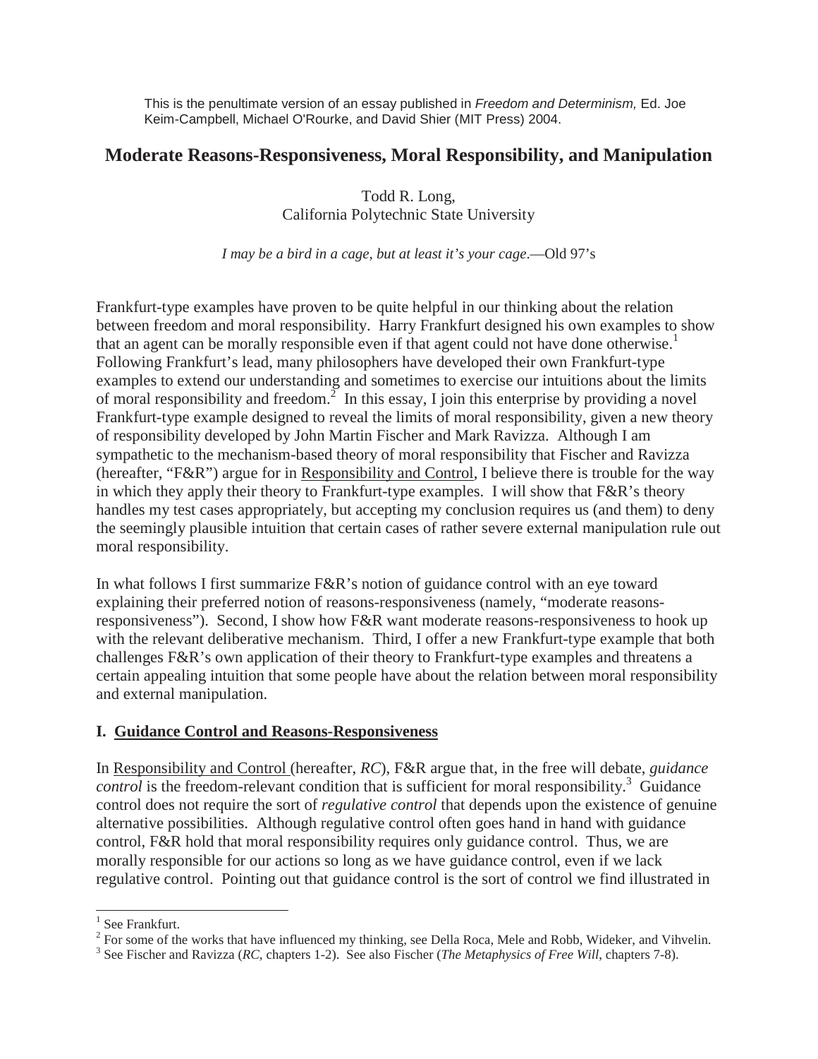This is the penultimate version of an essay published in *Freedom and Determinism,* Ed. Joe Keim-Campbell, Michael O'Rourke, and David Shier (MIT Press) 2004.

# Moderate Reasons-Responsiveness, Moral Responsibility, and Manipulation

Todd R. Long,
California Polytechnic State University

*I may be a bird in a cage, but at least it's your cage*.—Old 97's

Frankfurt-type examples have proven to be quite helpful in our thinking about the relation between freedom and moral responsibility. Harry Frankfurt designed his own examples to show that an agent can be morally responsible even if that agent could not have done otherwise.[1] Following Frankfurt's lead, many philosophers have developed their own Frankfurt-type examples to extend our understanding and sometimes to exercise our intuitions about the limits of moral responsibility and freedom.[2] In this essay, I join this enterprise by providing a novel Frankfurt-type example designed to reveal the limits of moral responsibility, given a new theory of responsibility developed by John Martin Fischer and Mark Ravizza. Although I am sympathetic to the mechanism-based theory of moral responsibility that Fischer and Ravizza (hereafter, "F&R") argue for in Responsibility and Control, I believe there is trouble for the way in which they apply their theory to Frankfurt-type examples. I will show that F&R's theory handles my test cases appropriately, but accepting my conclusion requires us (and them) to deny the seemingly plausible intuition that certain cases of rather severe external manipulation rule out moral responsibility.

In what follows I first summarize F&R's notion of guidance control with an eye toward explaining their preferred notion of reasons-responsiveness (namely, "moderate reasons-responsiveness"). Second, I show how F&R want moderate reasons-responsiveness to hook up with the relevant deliberative mechanism. Third, I offer a new Frankfurt-type example that both challenges F&R's own application of their theory to Frankfurt-type examples and threatens a certain appealing intuition that some people have about the relation between moral responsibility and external manipulation.

## I. Guidance Control and Reasons-Responsiveness

In Responsibility and Control (hereafter, *RC*), F&R argue that, in the free will debate, *guidance control* is the freedom-relevant condition that is sufficient for moral responsibility.[3] Guidance control does not require the sort of *regulative control* that depends upon the existence of genuine alternative possibilities. Although regulative control often goes hand in hand with guidance control, F&R hold that moral responsibility requires only guidance control. Thus, we are morally responsible for our actions so long as we have guidance control, even if we lack regulative control. Pointing out that guidance control is the sort of control we find illustrated in

[1] See Frankfurt.

[2] For some of the works that have influenced my thinking, see Della Roca, Mele and Robb, Wideker, and Vihvelin.

[3] See Fischer and Ravizza (*RC*, chapters 1-2). See also Fischer (*The Metaphysics of Free Will*, chapters 7-8).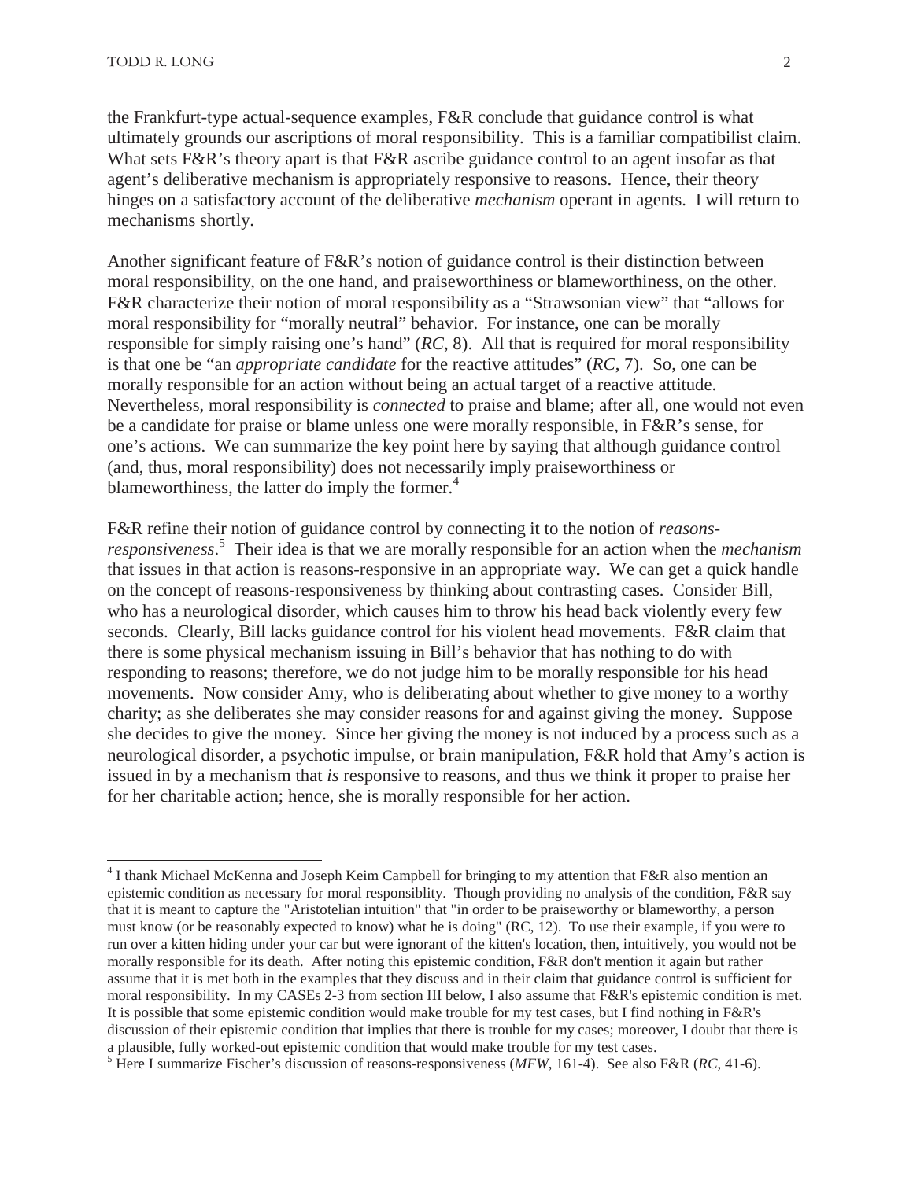the Frankfurt-type actual-sequence examples, F&R conclude that guidance control is what ultimately grounds our ascriptions of moral responsibility. This is a familiar compatibilist claim. What sets F&R's theory apart is that F&R ascribe guidance control to an agent insofar as that agent's deliberative mechanism is appropriately responsive to reasons. Hence, their theory hinges on a satisfactory account of the deliberative *mechanism* operant in agents. I will return to mechanisms shortly.

Another significant feature of F&R's notion of guidance control is their distinction between moral responsibility, on the one hand, and praiseworthiness or blameworthiness, on the other. F&R characterize their notion of moral responsibility as a "Strawsonian view" that "allows for moral responsibility for "morally neutral" behavior. For instance, one can be morally responsible for simply raising one's hand" (*RC*, 8). All that is required for moral responsibility is that one be "an *appropriate candidate* for the reactive attitudes" (*RC*, 7). So, one can be morally responsible for an action without being an actual target of a reactive attitude. Nevertheless, moral responsibility is *connected* to praise and blame; after all, one would not even be a candidate for praise or blame unless one were morally responsible, in F&R's sense, for one's actions. We can summarize the key point here by saying that although guidance control (and, thus, moral responsibility) does not necessarily imply praiseworthiness or blameworthiness, the latter do imply the former.[4]

F&R refine their notion of guidance control by connecting it to the notion of *reasons-responsiveness*.[5] Their idea is that we are morally responsible for an action when the *mechanism* that issues in that action is reasons-responsive in an appropriate way. We can get a quick handle on the concept of reasons-responsiveness by thinking about contrasting cases. Consider Bill, who has a neurological disorder, which causes him to throw his head back violently every few seconds. Clearly, Bill lacks guidance control for his violent head movements. F&R claim that there is some physical mechanism issuing in Bill's behavior that has nothing to do with responding to reasons; therefore, we do not judge him to be morally responsible for his head movements. Now consider Amy, who is deliberating about whether to give money to a worthy charity; as she deliberates she may consider reasons for and against giving the money. Suppose she decides to give the money. Since her giving the money is not induced by a process such as a neurological disorder, a psychotic impulse, or brain manipulation, F&R hold that Amy's action is issued in by a mechanism that *is* responsive to reasons, and thus we think it proper to praise her for her charitable action; hence, she is morally responsible for her action.

---

[4] I thank Michael McKenna and Joseph Keim Campbell for bringing to my attention that F&R also mention an epistemic condition as necessary for moral responsiblity. Though providing no analysis of the condition, F&R say that it is meant to capture the "Aristotelian intuition" that "in order to be praiseworthy or blameworthy, a person must know (or be reasonably expected to know) what he is doing" (RC, 12). To use their example, if you were to run over a kitten hiding under your car but were ignorant of the kitten's location, then, intuitively, you would not be morally responsible for its death. After noting this epistemic condition, F&R don't mention it again but rather assume that it is met both in the examples that they discuss and in their claim that guidance control is sufficient for moral responsibility. In my CASEs 2-3 from section III below, I also assume that F&R's epistemic condition is met. It is possible that some epistemic condition would make trouble for my test cases, but I find nothing in F&R's discussion of their epistemic condition that implies that there is trouble for my cases; moreover, I doubt that there is a plausible, fully worked-out epistemic condition that would make trouble for my test cases.

[5] Here I summarize Fischer's discussion of reasons-responsiveness (*MFW*, 161-4). See also F&R (*RC*, 41-6).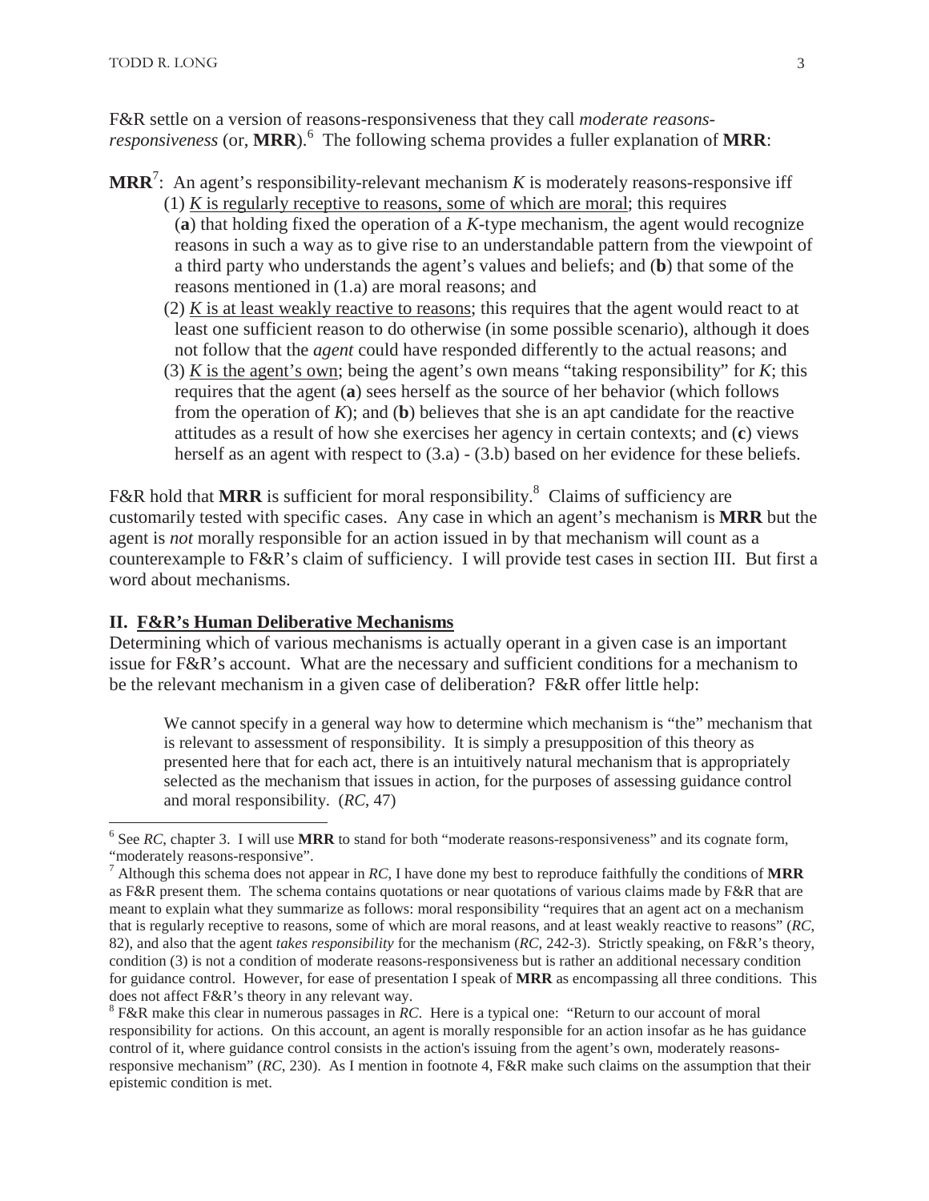F&R settle on a version of reasons-responsiveness that they call *moderate reasons-responsiveness* (or, **MRR**).[6] The following schema provides a fuller explanation of **MRR**:

**MRR**[7]: An agent's responsibility-relevant mechanism *K* is moderately reasons-responsive iff

(1) <u>*K* is regularly receptive to reasons, some of which are moral</u>; this requires (**a**) that holding fixed the operation of a *K*-type mechanism, the agent would recognize reasons in such a way as to give rise to an understandable pattern from the viewpoint of a third party who understands the agent's values and beliefs; and (**b**) that some of the reasons mentioned in (1.a) are moral reasons; and

(2) <u>*K* is at least weakly reactive to reasons</u>; this requires that the agent would react to at least one sufficient reason to do otherwise (in some possible scenario), although it does not follow that the *agent* could have responded differently to the actual reasons; and

(3) <u>*K* is the agent's own</u>; being the agent's own means "taking responsibility" for *K*; this requires that the agent (**a**) sees herself as the source of her behavior (which follows from the operation of *K*); and (**b**) believes that she is an apt candidate for the reactive attitudes as a result of how she exercises her agency in certain contexts; and (**c**) views herself as an agent with respect to (3.a) - (3.b) based on her evidence for these beliefs.

F&R hold that **MRR** is sufficient for moral responsibility.[8] Claims of sufficiency are customarily tested with specific cases. Any case in which an agent's mechanism is **MRR** but the agent is *not* morally responsible for an action issued in by that mechanism will count as a counterexample to F&R's claim of sufficiency. I will provide test cases in section III. But first a word about mechanisms.

## II. <u>F&R's Human Deliberative Mechanisms</u>

Determining which of various mechanisms is actually operant in a given case is an important issue for F&R's account. What are the necessary and sufficient conditions for a mechanism to be the relevant mechanism in a given case of deliberation? F&R offer little help:

> We cannot specify in a general way how to determine which mechanism is "the" mechanism that is relevant to assessment of responsibility. It is simply a presupposition of this theory as presented here that for each act, there is an intuitively natural mechanism that is appropriately selected as the mechanism that issues in action, for the purposes of assessing guidance control and moral responsibility. (*RC*, 47)

---

[6] See *RC*, chapter 3. I will use **MRR** to stand for both "moderate reasons-responsiveness" and its cognate form, "moderately reasons-responsive".

[7] Although this schema does not appear in *RC*, I have done my best to reproduce faithfully the conditions of **MRR** as F&R present them. The schema contains quotations or near quotations of various claims made by F&R that are meant to explain what they summarize as follows: moral responsibility "requires that an agent act on a mechanism that is regularly receptive to reasons, some of which are moral reasons, and at least weakly reactive to reasons" (*RC*, 82), and also that the agent *takes responsibility* for the mechanism (*RC*, 242-3). Strictly speaking, on F&R's theory, condition (3) is not a condition of moderate reasons-responsiveness but is rather an additional necessary condition for guidance control. However, for ease of presentation I speak of **MRR** as encompassing all three conditions. This does not affect F&R's theory in any relevant way.

[8] F&R make this clear in numerous passages in *RC*. Here is a typical one: "Return to our account of moral responsibility for actions. On this account, an agent is morally responsible for an action insofar as he has guidance control of it, where guidance control consists in the action's issuing from the agent's own, moderately reasons-responsive mechanism" (*RC*, 230). As I mention in footnote 4, F&R make such claims on the assumption that their epistemic condition is met.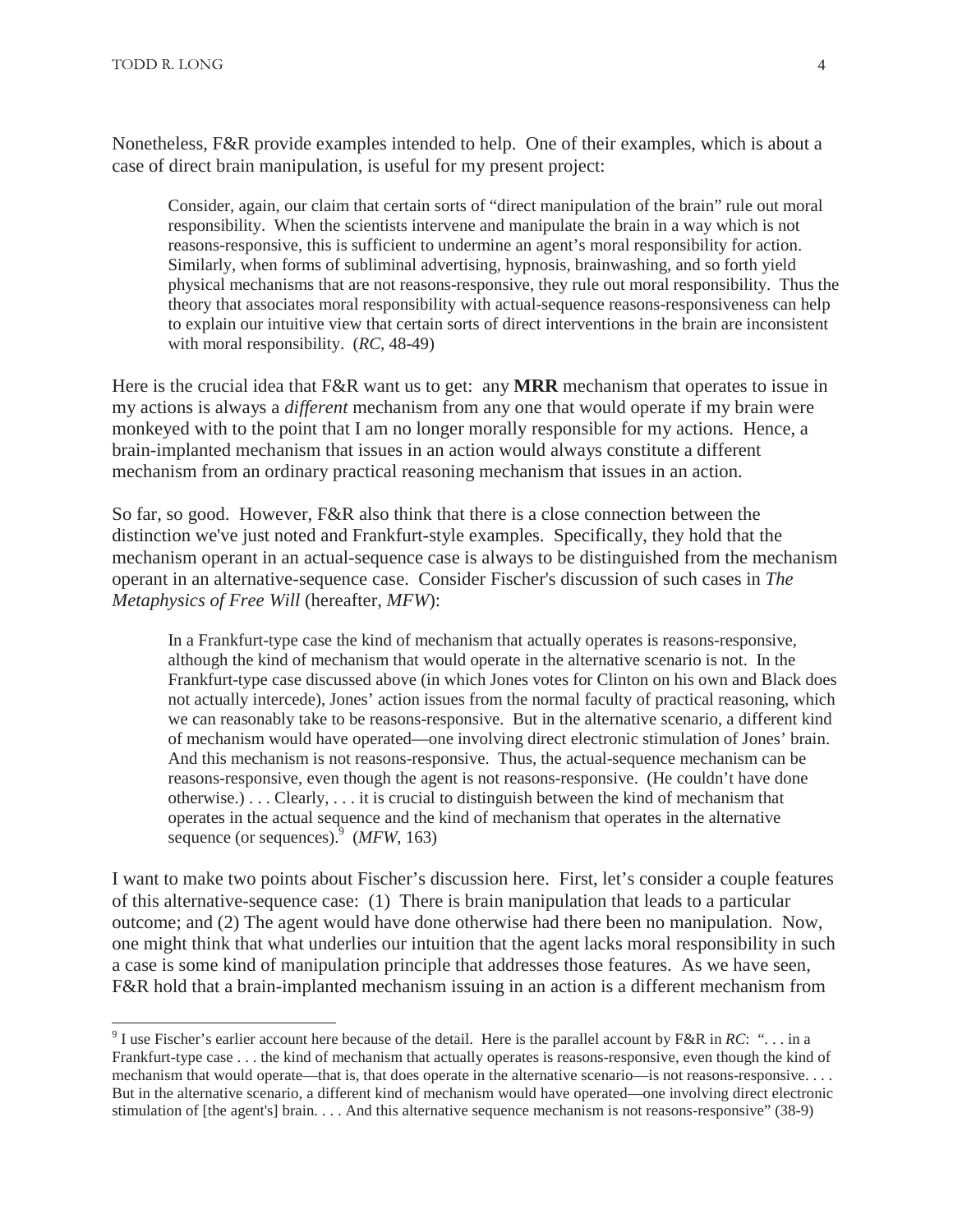Nonetheless, F&R provide examples intended to help. One of their examples, which is about a case of direct brain manipulation, is useful for my present project:

> Consider, again, our claim that certain sorts of "direct manipulation of the brain" rule out moral responsibility. When the scientists intervene and manipulate the brain in a way which is not reasons-responsive, this is sufficient to undermine an agent's moral responsibility for action. Similarly, when forms of subliminal advertising, hypnosis, brainwashing, and so forth yield physical mechanisms that are not reasons-responsive, they rule out moral responsibility. Thus the theory that associates moral responsibility with actual-sequence reasons-responsiveness can help to explain our intuitive view that certain sorts of direct interventions in the brain are inconsistent with moral responsibility. (*RC*, 48-49)

Here is the crucial idea that F&R want us to get: any **MRR** mechanism that operates to issue in my actions is always a *different* mechanism from any one that would operate if my brain were monkeyed with to the point that I am no longer morally responsible for my actions. Hence, a brain-implanted mechanism that issues in an action would always constitute a different mechanism from an ordinary practical reasoning mechanism that issues in an action.

So far, so good. However, F&R also think that there is a close connection between the distinction we've just noted and Frankfurt-style examples. Specifically, they hold that the mechanism operant in an actual-sequence case is always to be distinguished from the mechanism operant in an alternative-sequence case. Consider Fischer's discussion of such cases in *The Metaphysics of Free Will* (hereafter, *MFW*):

> In a Frankfurt-type case the kind of mechanism that actually operates is reasons-responsive, although the kind of mechanism that would operate in the alternative scenario is not. In the Frankfurt-type case discussed above (in which Jones votes for Clinton on his own and Black does not actually intercede), Jones' action issues from the normal faculty of practical reasoning, which we can reasonably take to be reasons-responsive. But in the alternative scenario, a different kind of mechanism would have operated—one involving direct electronic stimulation of Jones' brain. And this mechanism is not reasons-responsive. Thus, the actual-sequence mechanism can be reasons-responsive, even though the agent is not reasons-responsive. (He couldn't have done otherwise.) . . . Clearly, . . . it is crucial to distinguish between the kind of mechanism that operates in the actual sequence and the kind of mechanism that operates in the alternative sequence (or sequences).[9] (*MFW*, 163)

I want to make two points about Fischer's discussion here. First, let's consider a couple features of this alternative-sequence case: (1) There is brain manipulation that leads to a particular outcome; and (2) The agent would have done otherwise had there been no manipulation. Now, one might think that what underlies our intuition that the agent lacks moral responsibility in such a case is some kind of manipulation principle that addresses those features. As we have seen, F&R hold that a brain-implanted mechanism issuing in an action is a different mechanism from

---

[9] I use Fischer's earlier account here because of the detail. Here is the parallel account by F&R in *RC*: ". . . in a Frankfurt-type case . . . the kind of mechanism that actually operates is reasons-responsive, even though the kind of mechanism that would operate—that is, that does operate in the alternative scenario—is not reasons-responsive. . . . But in the alternative scenario, a different kind of mechanism would have operated—one involving direct electronic stimulation of [the agent's] brain. . . . And this alternative sequence mechanism is not reasons-responsive" (38-9)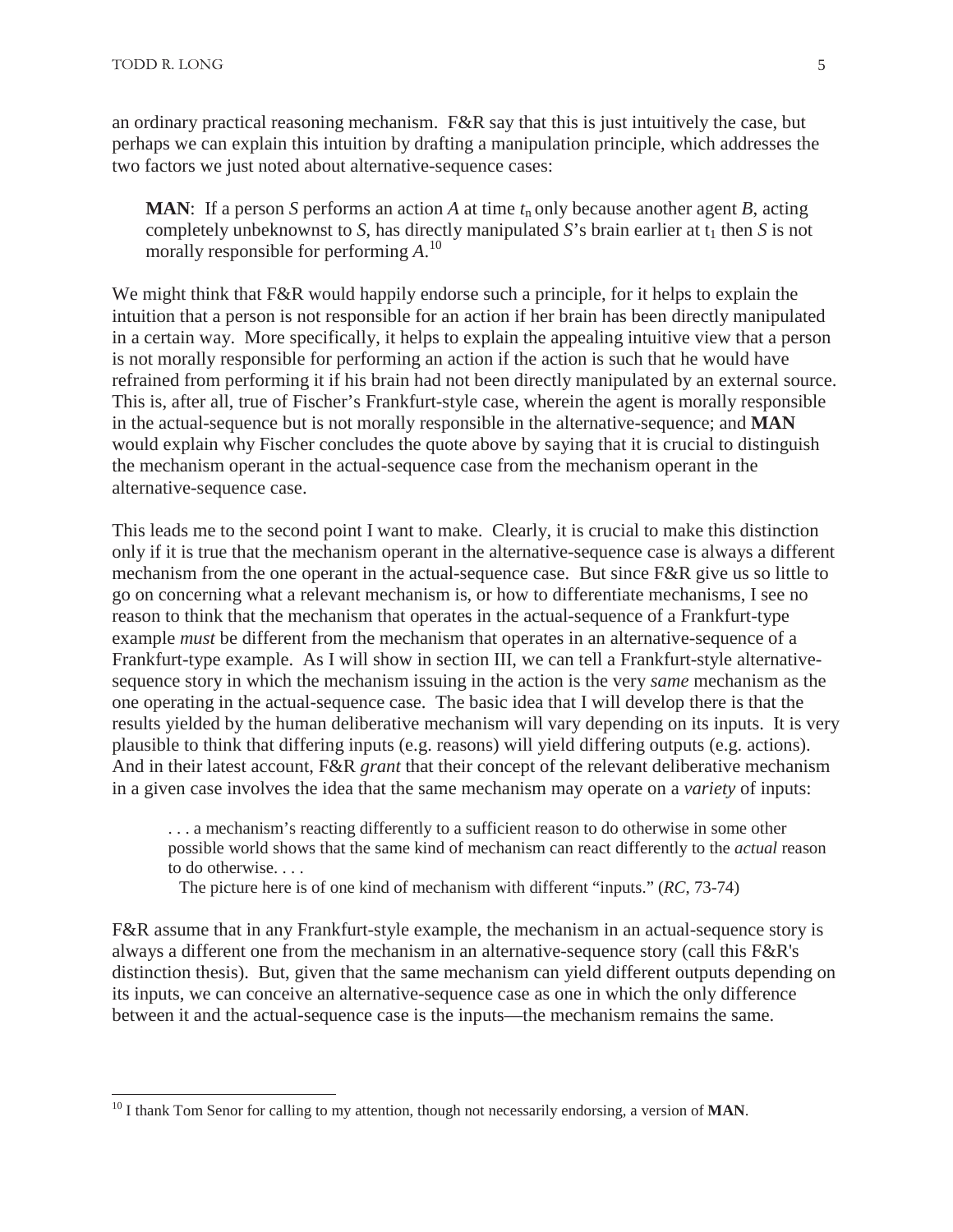an ordinary practical reasoning mechanism. F&R say that this is just intuitively the case, but perhaps we can explain this intuition by drafting a manipulation principle, which addresses the two factors we just noted about alternative-sequence cases:

> **MAN**: If a person *S* performs an action *A* at time $t_n$ only because another agent *B*, acting completely unbeknownst to *S*, has directly manipulated *S*'s brain earlier at $t_1$ then *S* is not morally responsible for performing *A*.[10]

We might think that F&R would happily endorse such a principle, for it helps to explain the intuition that a person is not responsible for an action if her brain has been directly manipulated in a certain way. More specifically, it helps to explain the appealing intuitive view that a person is not morally responsible for performing an action if the action is such that he would have refrained from performing it if his brain had not been directly manipulated by an external source. This is, after all, true of Fischer's Frankfurt-style case, wherein the agent is morally responsible in the actual-sequence but is not morally responsible in the alternative-sequence; and **MAN** would explain why Fischer concludes the quote above by saying that it is crucial to distinguish the mechanism operant in the actual-sequence case from the mechanism operant in the alternative-sequence case.

This leads me to the second point I want to make. Clearly, it is crucial to make this distinction only if it is true that the mechanism operant in the alternative-sequence case is always a different mechanism from the one operant in the actual-sequence case. But since F&R give us so little to go on concerning what a relevant mechanism is, or how to differentiate mechanisms, I see no reason to think that the mechanism that operates in the actual-sequence of a Frankfurt-type example *must* be different from the mechanism that operates in an alternative-sequence of a Frankfurt-type example. As I will show in section III, we can tell a Frankfurt-style alternative-sequence story in which the mechanism issuing in the action is the very *same* mechanism as the one operating in the actual-sequence case. The basic idea that I will develop there is that the results yielded by the human deliberative mechanism will vary depending on its inputs. It is very plausible to think that differing inputs (e.g. reasons) will yield differing outputs (e.g. actions). And in their latest account, F&R *grant* that their concept of the relevant deliberative mechanism in a given case involves the idea that the same mechanism may operate on a *variety* of inputs:

> . . . a mechanism's reacting differently to a sufficient reason to do otherwise in some other possible world shows that the same kind of mechanism can react differently to the *actual* reason to do otherwise. . . .
>
> The picture here is of one kind of mechanism with different "inputs." (*RC*, 73-74)

F&R assume that in any Frankfurt-style example, the mechanism in an actual-sequence story is always a different one from the mechanism in an alternative-sequence story (call this F&R's distinction thesis). But, given that the same mechanism can yield different outputs depending on its inputs, we can conceive an alternative-sequence case as one in which the only difference between it and the actual-sequence case is the inputs—the mechanism remains the same.

---

[10] I thank Tom Senor for calling to my attention, though not necessarily endorsing, a version of **MAN**.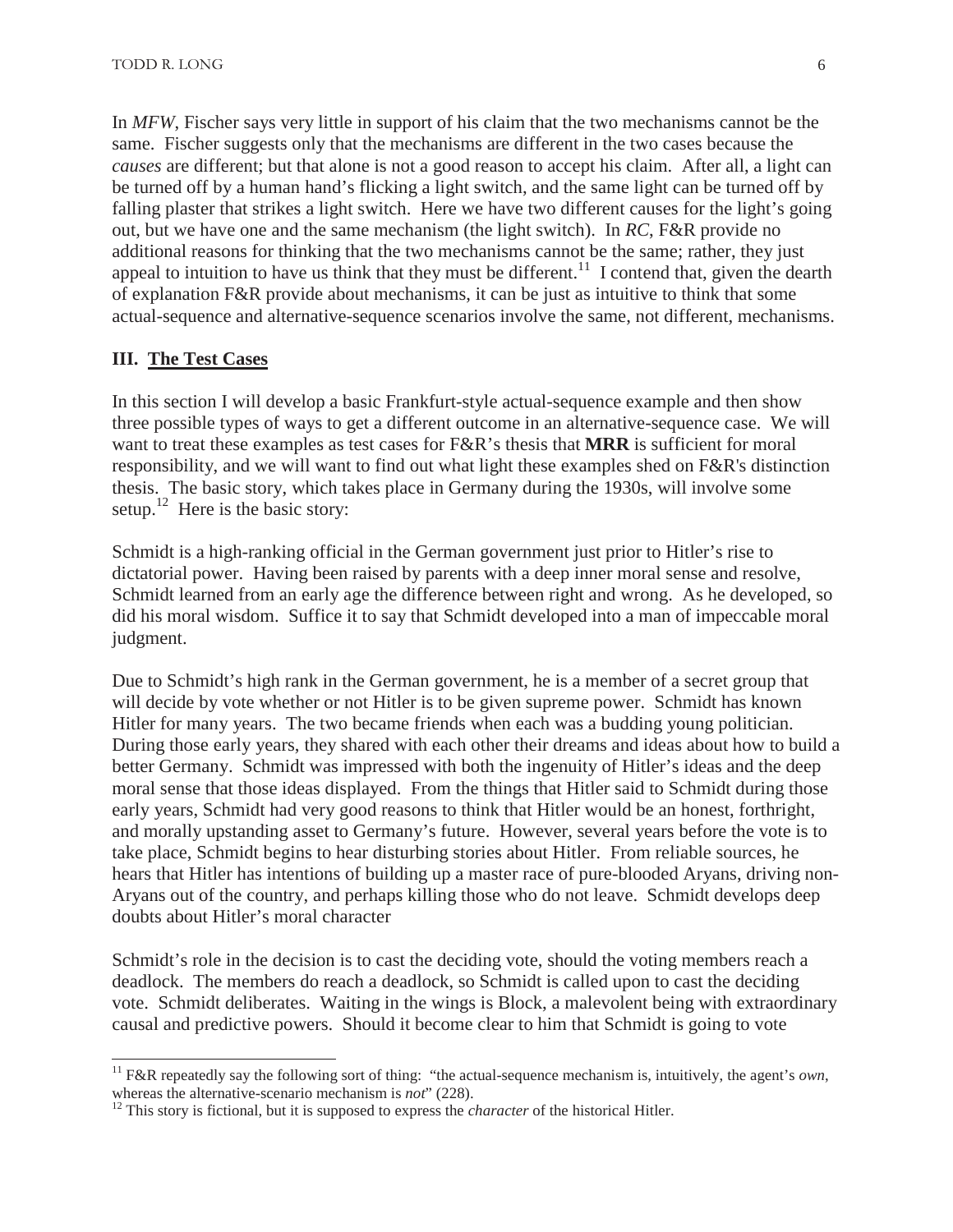In *MFW*, Fischer says very little in support of his claim that the two mechanisms cannot be the same. Fischer suggests only that the mechanisms are different in the two cases because the *causes* are different; but that alone is not a good reason to accept his claim. After all, a light can be turned off by a human hand's flicking a light switch, and the same light can be turned off by falling plaster that strikes a light switch. Here we have two different causes for the light's going out, but we have one and the same mechanism (the light switch). In *RC*, F&R provide no additional reasons for thinking that the two mechanisms cannot be the same; rather, they just appeal to intuition to have us think that they must be different.[11] I contend that, given the dearth of explanation F&R provide about mechanisms, it can be just as intuitive to think that some actual-sequence and alternative-sequence scenarios involve the same, not different, mechanisms.

## III. The Test Cases

In this section I will develop a basic Frankfurt-style actual-sequence example and then show three possible types of ways to get a different outcome in an alternative-sequence case. We will want to treat these examples as test cases for F&R's thesis that **MRR** is sufficient for moral responsibility, and we will want to find out what light these examples shed on F&R's distinction thesis. The basic story, which takes place in Germany during the 1930s, will involve some setup.[12] Here is the basic story:

Schmidt is a high-ranking official in the German government just prior to Hitler's rise to dictatorial power. Having been raised by parents with a deep inner moral sense and resolve, Schmidt learned from an early age the difference between right and wrong. As he developed, so did his moral wisdom. Suffice it to say that Schmidt developed into a man of impeccable moral judgment.

Due to Schmidt's high rank in the German government, he is a member of a secret group that will decide by vote whether or not Hitler is to be given supreme power. Schmidt has known Hitler for many years. The two became friends when each was a budding young politician. During those early years, they shared with each other their dreams and ideas about how to build a better Germany. Schmidt was impressed with both the ingenuity of Hitler's ideas and the deep moral sense that those ideas displayed. From the things that Hitler said to Schmidt during those early years, Schmidt had very good reasons to think that Hitler would be an honest, forthright, and morally upstanding asset to Germany's future. However, several years before the vote is to take place, Schmidt begins to hear disturbing stories about Hitler. From reliable sources, he hears that Hitler has intentions of building up a master race of pure-blooded Aryans, driving non-Aryans out of the country, and perhaps killing those who do not leave. Schmidt develops deep doubts about Hitler's moral character

Schmidt's role in the decision is to cast the deciding vote, should the voting members reach a deadlock. The members do reach a deadlock, so Schmidt is called upon to cast the deciding vote. Schmidt deliberates. Waiting in the wings is Block, a malevolent being with extraordinary causal and predictive powers. Should it become clear to him that Schmidt is going to vote

---

[11] F&R repeatedly say the following sort of thing: "the actual-sequence mechanism is, intuitively, the agent's *own*, whereas the alternative-scenario mechanism is *not*" (228).

[12] This story is fictional, but it is supposed to express the *character* of the historical Hitler.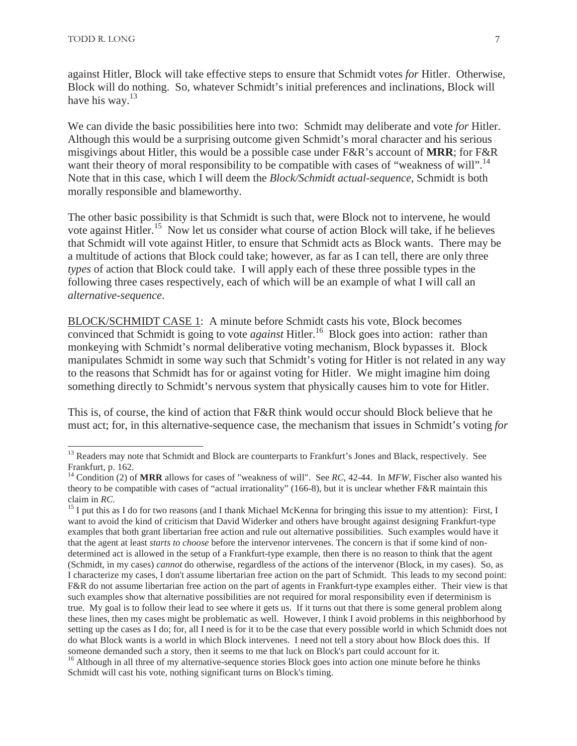against Hitler, Block will take effective steps to ensure that Schmidt votes *for* Hitler. Otherwise, Block will do nothing. So, whatever Schmidt's initial preferences and inclinations, Block will have his way.[13]

We can divide the basic possibilities here into two: Schmidt may deliberate and vote *for* Hitler. Although this would be a surprising outcome given Schmidt's moral character and his serious misgivings about Hitler, this would be a possible case under F&R's account of **MRR**; for F&R want their theory of moral responsibility to be compatible with cases of "weakness of will".[14] Note that in this case, which I will deem the *Block/Schmidt actual-sequence*, Schmidt is both morally responsible and blameworthy.

The other basic possibility is that Schmidt is such that, were Block not to intervene, he would vote against Hitler.[15] Now let us consider what course of action Block will take, if he believes that Schmidt will vote against Hitler, to ensure that Schmidt acts as Block wants. There may be a multitude of actions that Block could take; however, as far as I can tell, there are only three *types* of action that Block could take. I will apply each of these three possible types in the following three cases respectively, each of which will be an example of what I will call an *alternative-sequence*.

<u>BLOCK/SCHMIDT CASE 1</u>: A minute before Schmidt casts his vote, Block becomes convinced that Schmidt is going to vote *against* Hitler.[16] Block goes into action: rather than monkeying with Schmidt's normal deliberative voting mechanism, Block bypasses it. Block manipulates Schmidt in some way such that Schmidt's voting for Hitler is not related in any way to the reasons that Schmidt has for or against voting for Hitler. We might imagine him doing something directly to Schmidt's nervous system that physically causes him to vote for Hitler.

This is, of course, the kind of action that F&R think would occur should Block believe that he must act; for, in this alternative-sequence case, the mechanism that issues in Schmidt's voting *for*

---

[13] Readers may note that Schmidt and Block are counterparts to Frankfurt's Jones and Black, respectively. See Frankfurt, p. 162.

[14] Condition (2) of **MRR** allows for cases of "weakness of will". See *RC*, 42-44. In *MFW*, Fischer also wanted his theory to be compatible with cases of "actual irrationality" (166-8), but it is unclear whether F&R maintain this claim in *RC*.

[15] I put this as I do for two reasons (and I thank Michael McKenna for bringing this issue to my attention): First, I want to avoid the kind of criticism that David Widerker and others have brought against designing Frankfurt-type examples that both grant libertarian free action and rule out alternative possibilities. Such examples would have it that the agent at least *starts to choose* before the intervenor intervenes. The concern is that if some kind of non-determined act is allowed in the setup of a Frankfurt-type example, then there is no reason to think that the agent (Schmidt, in my cases) *cannot* do otherwise, regardless of the actions of the intervenor (Block, in my cases). So, as I characterize my cases, I don't assume libertarian free action on the part of Schmidt. This leads to my second point: F&R do not assume libertarian free action on the part of agents in Frankfurt-type examples either. Their view is that such examples show that alternative possibilities are not required for moral responsibility even if determinism is true. My goal is to follow their lead to see where it gets us. If it turns out that there is some general problem along these lines, then my cases might be problematic as well. However, I think I avoid problems in this neighborhood by setting up the cases as I do; for, all I need is for it to be the case that every possible world in which Schmidt does not do what Block wants is a world in which Block intervenes. I need not tell a story about how Block does this. If someone demanded such a story, then it seems to me that luck on Block's part could account for it.

[16] Although in all three of my alternative-sequence stories Block goes into action one minute before he thinks Schmidt will cast his vote, nothing significant turns on Block's timing.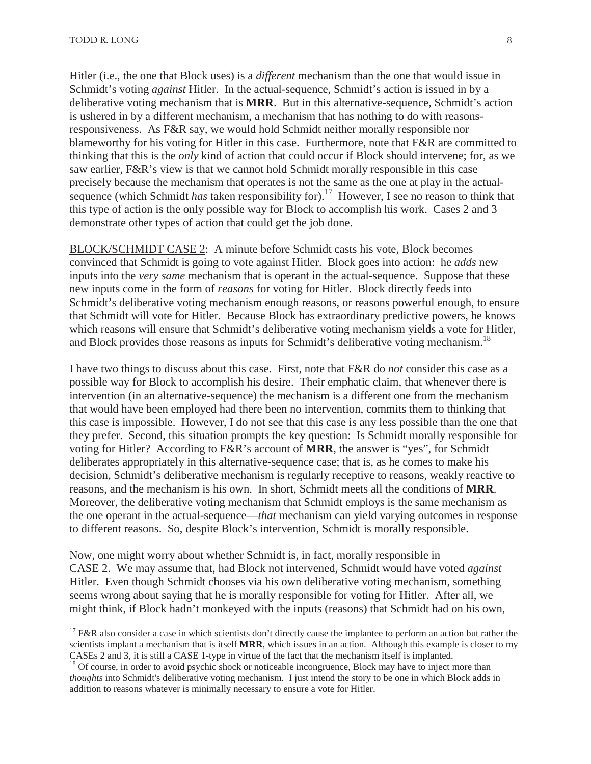Hitler (i.e., the one that Block uses) is a *different* mechanism than the one that would issue in Schmidt's voting *against* Hitler. In the actual-sequence, Schmidt's action is issued in by a deliberative voting mechanism that is **MRR**. But in this alternative-sequence, Schmidt's action is ushered in by a different mechanism, a mechanism that has nothing to do with reasons-responsiveness. As F&R say, we would hold Schmidt neither morally responsible nor blameworthy for his voting for Hitler in this case. Furthermore, note that F&R are committed to thinking that this is the *only* kind of action that could occur if Block should intervene; for, as we saw earlier, F&R's view is that we cannot hold Schmidt morally responsible in this case precisely because the mechanism that operates is not the same as the one at play in the actual-sequence (which Schmidt *has* taken responsibility for).[17] However, I see no reason to think that this type of action is the only possible way for Block to accomplish his work. Cases 2 and 3 demonstrate other types of action that could get the job done.

<u>BLOCK/SCHMIDT CASE 2</u>: A minute before Schmidt casts his vote, Block becomes convinced that Schmidt is going to vote against Hitler. Block goes into action: he *adds* new inputs into the *very same* mechanism that is operant in the actual-sequence. Suppose that these new inputs come in the form of *reasons* for voting for Hitler. Block directly feeds into Schmidt's deliberative voting mechanism enough reasons, or reasons powerful enough, to ensure that Schmidt will vote for Hitler. Because Block has extraordinary predictive powers, he knows which reasons will ensure that Schmidt's deliberative voting mechanism yields a vote for Hitler, and Block provides those reasons as inputs for Schmidt's deliberative voting mechanism.[18]

I have two things to discuss about this case. First, note that F&R do *not* consider this case as a possible way for Block to accomplish his desire. Their emphatic claim, that whenever there is intervention (in an alternative-sequence) the mechanism is a different one from the mechanism that would have been employed had there been no intervention, commits them to thinking that this case is impossible. However, I do not see that this case is any less possible than the one that they prefer. Second, this situation prompts the key question: Is Schmidt morally responsible for voting for Hitler? According to F&R's account of **MRR**, the answer is "yes", for Schmidt deliberates appropriately in this alternative-sequence case; that is, as he comes to make his decision, Schmidt's deliberative mechanism is regularly receptive to reasons, weakly reactive to reasons, and the mechanism is his own. In short, Schmidt meets all the conditions of **MRR**. Moreover, the deliberative voting mechanism that Schmidt employs is the same mechanism as the one operant in the actual-sequence—*that* mechanism can yield varying outcomes in response to different reasons. So, despite Block's intervention, Schmidt is morally responsible.

Now, one might worry about whether Schmidt is, in fact, morally responsible in CASE 2. We may assume that, had Block not intervened, Schmidt would have voted *against* Hitler. Even though Schmidt chooses via his own deliberative voting mechanism, something seems wrong about saying that he is morally responsible for voting for Hitler. After all, we might think, if Block hadn't monkeyed with the inputs (reasons) that Schmidt had on his own,

---

[17] F&R also consider a case in which scientists don't directly cause the implantee to perform an action but rather the scientists implant a mechanism that is itself **MRR**, which issues in an action. Although this example is closer to my CASEs 2 and 3, it is still a CASE 1-type in virtue of the fact that the mechanism itself is implanted.

[18] Of course, in order to avoid psychic shock or noticeable incongruence, Block may have to inject more than *thoughts* into Schmidt's deliberative voting mechanism. I just intend the story to be one in which Block adds in addition to reasons whatever is minimally necessary to ensure a vote for Hitler.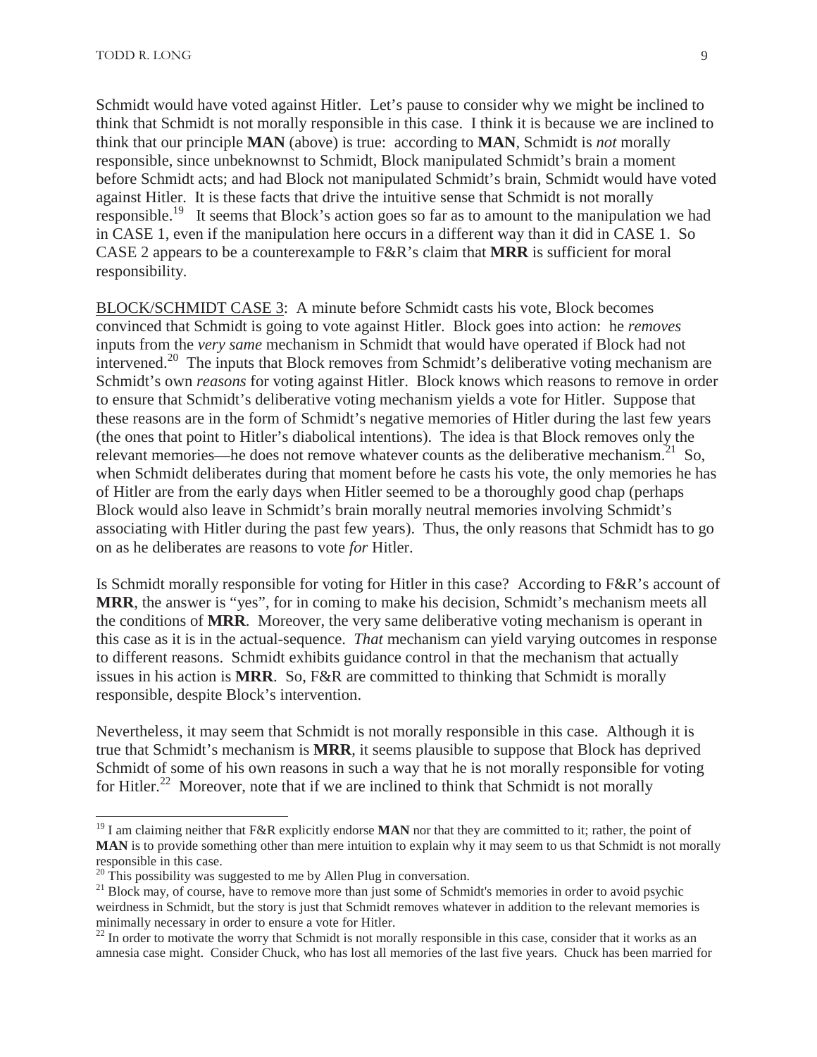Schmidt would have voted against Hitler. Let's pause to consider why we might be inclined to think that Schmidt is not morally responsible in this case. I think it is because we are inclined to think that our principle **MAN** (above) is true: according to **MAN**, Schmidt is *not* morally responsible, since unbeknownst to Schmidt, Block manipulated Schmidt's brain a moment before Schmidt acts; and had Block not manipulated Schmidt's brain, Schmidt would have voted against Hitler. It is these facts that drive the intuitive sense that Schmidt is not morally responsible.[19] It seems that Block's action goes so far as to amount to the manipulation we had in CASE 1, even if the manipulation here occurs in a different way than it did in CASE 1. So CASE 2 appears to be a counterexample to F&R's claim that **MRR** is sufficient for moral responsibility.

<u>BLOCK/SCHMIDT CASE 3</u>: A minute before Schmidt casts his vote, Block becomes convinced that Schmidt is going to vote against Hitler. Block goes into action: he *removes* inputs from the *very same* mechanism in Schmidt that would have operated if Block had not intervened.[20] The inputs that Block removes from Schmidt's deliberative voting mechanism are Schmidt's own *reasons* for voting against Hitler. Block knows which reasons to remove in order to ensure that Schmidt's deliberative voting mechanism yields a vote for Hitler. Suppose that these reasons are in the form of Schmidt's negative memories of Hitler during the last few years (the ones that point to Hitler's diabolical intentions). The idea is that Block removes only the relevant memories—he does not remove whatever counts as the deliberative mechanism.[21] So, when Schmidt deliberates during that moment before he casts his vote, the only memories he has of Hitler are from the early days when Hitler seemed to be a thoroughly good chap (perhaps Block would also leave in Schmidt's brain morally neutral memories involving Schmidt's associating with Hitler during the past few years). Thus, the only reasons that Schmidt has to go on as he deliberates are reasons to vote *for* Hitler.

Is Schmidt morally responsible for voting for Hitler in this case? According to F&R's account of **MRR**, the answer is "yes", for in coming to make his decision, Schmidt's mechanism meets all the conditions of **MRR**. Moreover, the very same deliberative voting mechanism is operant in this case as it is in the actual-sequence. *That* mechanism can yield varying outcomes in response to different reasons. Schmidt exhibits guidance control in that the mechanism that actually issues in his action is **MRR**. So, F&R are committed to thinking that Schmidt is morally responsible, despite Block's intervention.

Nevertheless, it may seem that Schmidt is not morally responsible in this case. Although it is true that Schmidt's mechanism is **MRR**, it seems plausible to suppose that Block has deprived Schmidt of some of his own reasons in such a way that he is not morally responsible for voting for Hitler.[22] Moreover, note that if we are inclined to think that Schmidt is not morally

---

[19] I am claiming neither that F&R explicitly endorse **MAN** nor that they are committed to it; rather, the point of **MAN** is to provide something other than mere intuition to explain why it may seem to us that Schmidt is not morally responsible in this case.

[20] This possibility was suggested to me by Allen Plug in conversation.

[21] Block may, of course, have to remove more than just some of Schmidt's memories in order to avoid psychic weirdness in Schmidt, but the story is just that Schmidt removes whatever in addition to the relevant memories is minimally necessary in order to ensure a vote for Hitler.

[22] In order to motivate the worry that Schmidt is not morally responsible in this case, consider that it works as an amnesia case might. Consider Chuck, who has lost all memories of the last five years. Chuck has been married for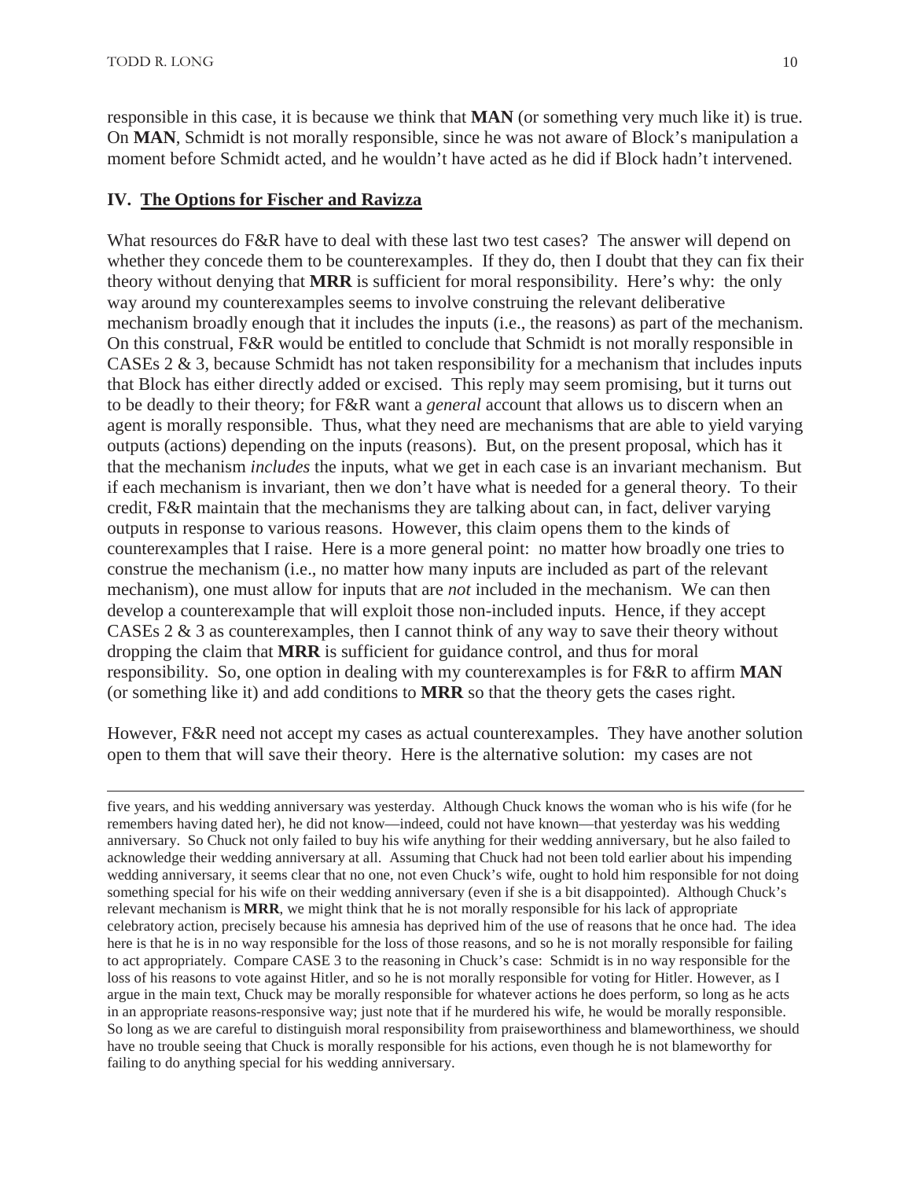responsible in this case, it is because we think that **MAN** (or something very much like it) is true. On **MAN**, Schmidt is not morally responsible, since he was not aware of Block's manipulation a moment before Schmidt acted, and he wouldn't have acted as he did if Block hadn't intervened.

## IV. The Options for Fischer and Ravizza

What resources do F&R have to deal with these last two test cases? The answer will depend on whether they concede them to be counterexamples. If they do, then I doubt that they can fix their theory without denying that **MRR** is sufficient for moral responsibility. Here's why: the only way around my counterexamples seems to involve construing the relevant deliberative mechanism broadly enough that it includes the inputs (i.e., the reasons) as part of the mechanism. On this construal, F&R would be entitled to conclude that Schmidt is not morally responsible in CASEs 2 & 3, because Schmidt has not taken responsibility for a mechanism that includes inputs that Block has either directly added or excised. This reply may seem promising, but it turns out to be deadly to their theory; for F&R want a *general* account that allows us to discern when an agent is morally responsible. Thus, what they need are mechanisms that are able to yield varying outputs (actions) depending on the inputs (reasons). But, on the present proposal, which has it that the mechanism *includes* the inputs, what we get in each case is an invariant mechanism. But if each mechanism is invariant, then we don't have what is needed for a general theory. To their credit, F&R maintain that the mechanisms they are talking about can, in fact, deliver varying outputs in response to various reasons. However, this claim opens them to the kinds of counterexamples that I raise. Here is a more general point: no matter how broadly one tries to construe the mechanism (i.e., no matter how many inputs are included as part of the relevant mechanism), one must allow for inputs that are *not* included in the mechanism. We can then develop a counterexample that will exploit those non-included inputs. Hence, if they accept CASEs 2 & 3 as counterexamples, then I cannot think of any way to save their theory without dropping the claim that **MRR** is sufficient for guidance control, and thus for moral responsibility. So, one option in dealing with my counterexamples is for F&R to affirm **MAN** (or something like it) and add conditions to **MRR** so that the theory gets the cases right.

However, F&R need not accept my cases as actual counterexamples. They have another solution open to them that will save their theory. Here is the alternative solution: my cases are not

---

five years, and his wedding anniversary was yesterday. Although Chuck knows the woman who is his wife (for he remembers having dated her), he did not know—indeed, could not have known—that yesterday was his wedding anniversary. So Chuck not only failed to buy his wife anything for their wedding anniversary, but he also failed to acknowledge their wedding anniversary at all. Assuming that Chuck had not been told earlier about his impending wedding anniversary, it seems clear that no one, not even Chuck's wife, ought to hold him responsible for not doing something special for his wife on their wedding anniversary (even if she is a bit disappointed). Although Chuck's relevant mechanism is **MRR**, we might think that he is not morally responsible for his lack of appropriate celebratory action, precisely because his amnesia has deprived him of the use of reasons that he once had. The idea here is that he is in no way responsible for the loss of those reasons, and so he is not morally responsible for failing to act appropriately. Compare CASE 3 to the reasoning in Chuck's case: Schmidt is in no way responsible for the loss of his reasons to vote against Hitler, and so he is not morally responsible for voting for Hitler. However, as I argue in the main text, Chuck may be morally responsible for whatever actions he does perform, so long as he acts in an appropriate reasons-responsive way; just note that if he murdered his wife, he would be morally responsible. So long as we are careful to distinguish moral responsibility from praiseworthiness and blameworthiness, we should have no trouble seeing that Chuck is morally responsible for his actions, even though he is not blameworthy for failing to do anything special for his wedding anniversary.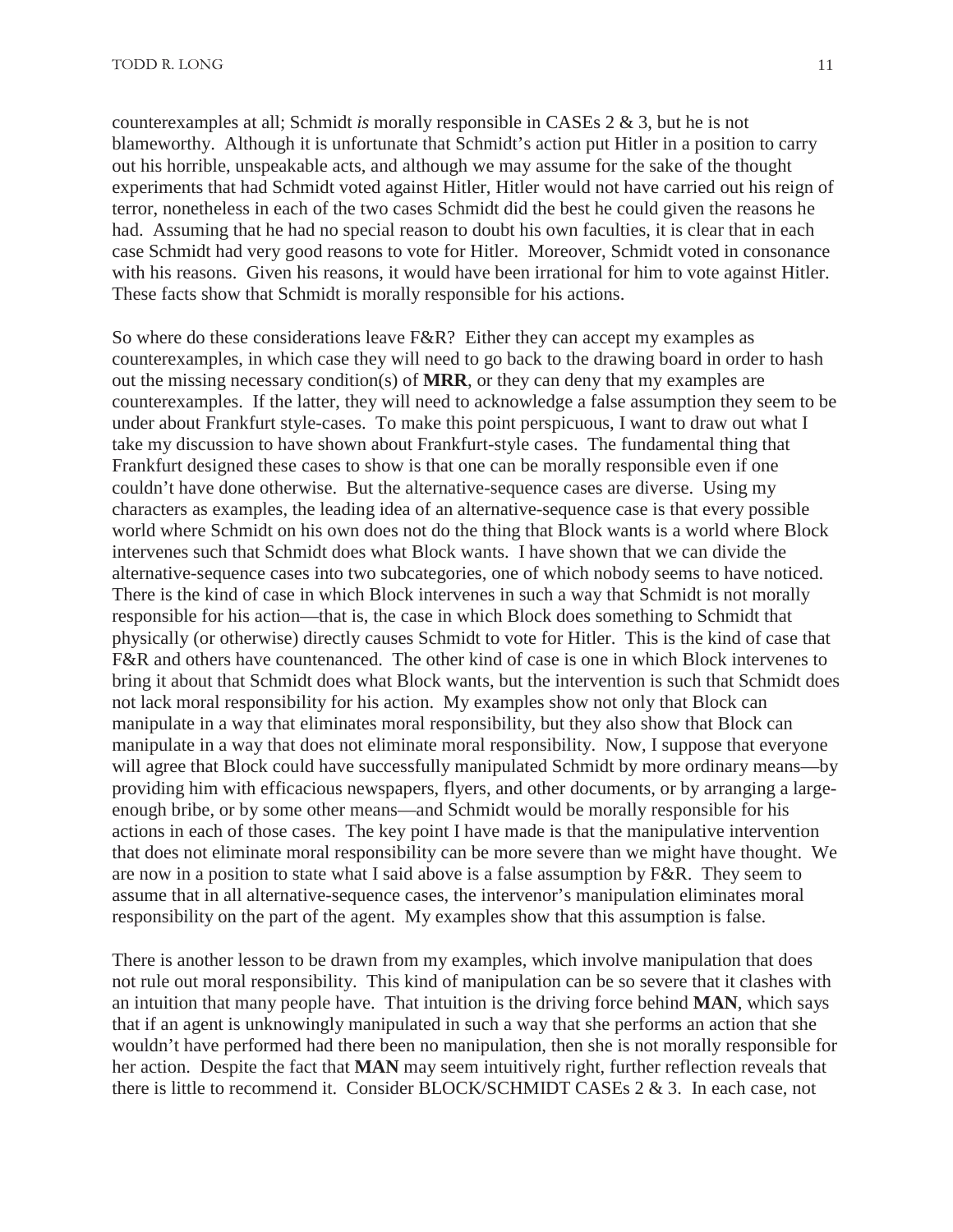counterexamples at all; Schmidt *is* morally responsible in CASEs 2 & 3, but he is not blameworthy. Although it is unfortunate that Schmidt's action put Hitler in a position to carry out his horrible, unspeakable acts, and although we may assume for the sake of the thought experiments that had Schmidt voted against Hitler, Hitler would not have carried out his reign of terror, nonetheless in each of the two cases Schmidt did the best he could given the reasons he had. Assuming that he had no special reason to doubt his own faculties, it is clear that in each case Schmidt had very good reasons to vote for Hitler. Moreover, Schmidt voted in consonance with his reasons. Given his reasons, it would have been irrational for him to vote against Hitler. These facts show that Schmidt is morally responsible for his actions.

So where do these considerations leave F&R? Either they can accept my examples as counterexamples, in which case they will need to go back to the drawing board in order to hash out the missing necessary condition(s) of **MRR**, or they can deny that my examples are counterexamples. If the latter, they will need to acknowledge a false assumption they seem to be under about Frankfurt style-cases. To make this point perspicuous, I want to draw out what I take my discussion to have shown about Frankfurt-style cases. The fundamental thing that Frankfurt designed these cases to show is that one can be morally responsible even if one couldn't have done otherwise. But the alternative-sequence cases are diverse. Using my characters as examples, the leading idea of an alternative-sequence case is that every possible world where Schmidt on his own does not do the thing that Block wants is a world where Block intervenes such that Schmidt does what Block wants. I have shown that we can divide the alternative-sequence cases into two subcategories, one of which nobody seems to have noticed. There is the kind of case in which Block intervenes in such a way that Schmidt is not morally responsible for his action—that is, the case in which Block does something to Schmidt that physically (or otherwise) directly causes Schmidt to vote for Hitler. This is the kind of case that F&R and others have countenanced. The other kind of case is one in which Block intervenes to bring it about that Schmidt does what Block wants, but the intervention is such that Schmidt does not lack moral responsibility for his action. My examples show not only that Block can manipulate in a way that eliminates moral responsibility, but they also show that Block can manipulate in a way that does not eliminate moral responsibility. Now, I suppose that everyone will agree that Block could have successfully manipulated Schmidt by more ordinary means—by providing him with efficacious newspapers, flyers, and other documents, or by arranging a large-enough bribe, or by some other means—and Schmidt would be morally responsible for his actions in each of those cases. The key point I have made is that the manipulative intervention that does not eliminate moral responsibility can be more severe than we might have thought. We are now in a position to state what I said above is a false assumption by F&R. They seem to assume that in all alternative-sequence cases, the intervenor's manipulation eliminates moral responsibility on the part of the agent. My examples show that this assumption is false.

There is another lesson to be drawn from my examples, which involve manipulation that does not rule out moral responsibility. This kind of manipulation can be so severe that it clashes with an intuition that many people have. That intuition is the driving force behind **MAN**, which says that if an agent is unknowingly manipulated in such a way that she performs an action that she wouldn't have performed had there been no manipulation, then she is not morally responsible for her action. Despite the fact that **MAN** may seem intuitively right, further reflection reveals that there is little to recommend it. Consider BLOCK/SCHMIDT CASEs 2 & 3. In each case, not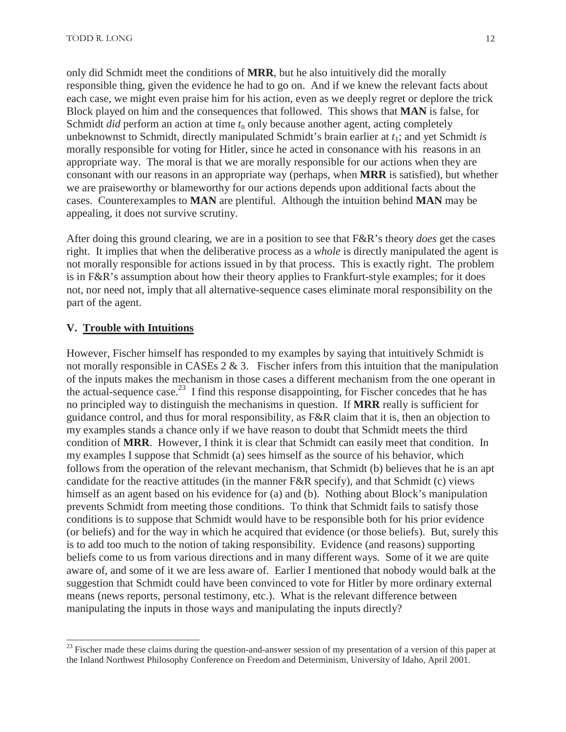only did Schmidt meet the conditions of **MRR**, but he also intuitively did the morally responsible thing, given the evidence he had to go on. And if we knew the relevant facts about each case, we might even praise him for his action, even as we deeply regret or deplore the trick Block played on him and the consequences that followed. This shows that **MAN** is false, for Schmidt *did* perform an action at time $t_n$ only because another agent, acting completely unbeknownst to Schmidt, directly manipulated Schmidt's brain earlier at $t_1$; and yet Schmidt *is* morally responsible for voting for Hitler, since he acted in consonance with his reasons in an appropriate way. The moral is that we are morally responsible for our actions when they are consonant with our reasons in an appropriate way (perhaps, when **MRR** is satisfied), but whether we are praiseworthy or blameworthy for our actions depends upon additional facts about the cases. Counterexamples to **MAN** are plentiful. Although the intuition behind **MAN** may be appealing, it does not survive scrutiny.

After doing this ground clearing, we are in a position to see that F&R's theory *does* get the cases right. It implies that when the deliberative process as a *whole* is directly manipulated the agent is not morally responsible for actions issued in by that process. This is exactly right. The problem is in F&R's assumption about how their theory applies to Frankfurt-style examples; for it does not, nor need not, imply that all alternative-sequence cases eliminate moral responsibility on the part of the agent.

## V. Trouble with Intuitions

However, Fischer himself has responded to my examples by saying that intuitively Schmidt is not morally responsible in CASEs 2 & 3. Fischer infers from this intuition that the manipulation of the inputs makes the mechanism in those cases a different mechanism from the one operant in the actual-sequence case.[23] I find this response disappointing, for Fischer concedes that he has no principled way to distinguish the mechanisms in question. If **MRR** really is sufficient for guidance control, and thus for moral responsibility, as F&R claim that it is, then an objection to my examples stands a chance only if we have reason to doubt that Schmidt meets the third condition of **MRR**. However, I think it is clear that Schmidt can easily meet that condition. In my examples I suppose that Schmidt (a) sees himself as the source of his behavior, which follows from the operation of the relevant mechanism, that Schmidt (b) believes that he is an apt candidate for the reactive attitudes (in the manner F&R specify), and that Schmidt (c) views himself as an agent based on his evidence for (a) and (b). Nothing about Block's manipulation prevents Schmidt from meeting those conditions. To think that Schmidt fails to satisfy those conditions is to suppose that Schmidt would have to be responsible both for his prior evidence (or beliefs) and for the way in which he acquired that evidence (or those beliefs). But, surely this is to add too much to the notion of taking responsibility. Evidence (and reasons) supporting beliefs come to us from various directions and in many different ways. Some of it we are quite aware of, and some of it we are less aware of. Earlier I mentioned that nobody would balk at the suggestion that Schmidt could have been convinced to vote for Hitler by more ordinary external means (news reports, personal testimony, etc.). What is the relevant difference between manipulating the inputs in those ways and manipulating the inputs directly?

[23] Fischer made these claims during the question-and-answer session of my presentation of a version of this paper at the Inland Northwest Philosophy Conference on Freedom and Determinism, University of Idaho, April 2001.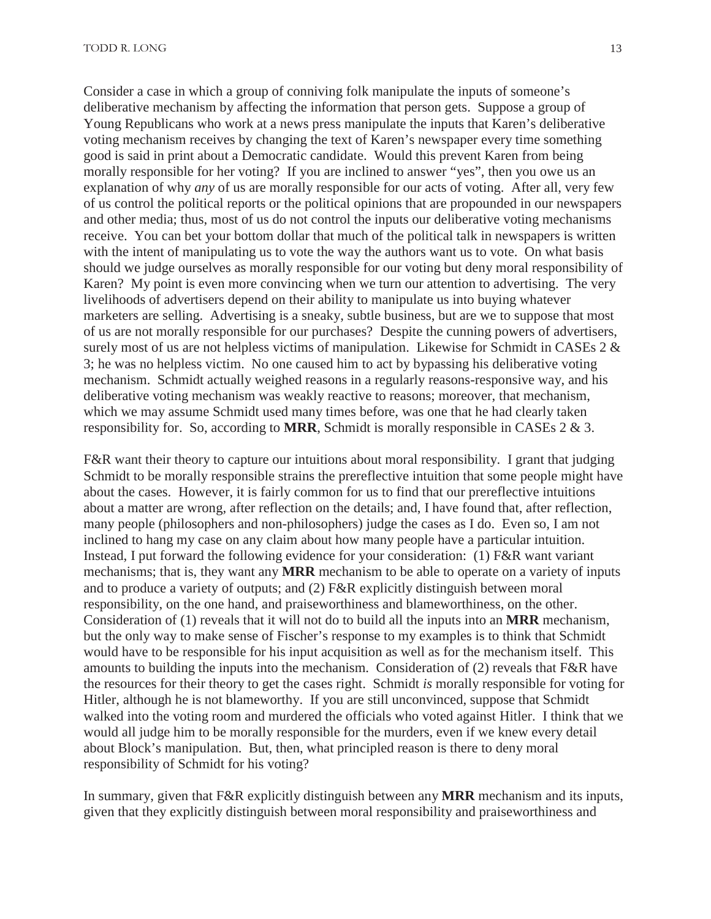Consider a case in which a group of conniving folk manipulate the inputs of someone's deliberative mechanism by affecting the information that person gets. Suppose a group of Young Republicans who work at a news press manipulate the inputs that Karen's deliberative voting mechanism receives by changing the text of Karen's newspaper every time something good is said in print about a Democratic candidate. Would this prevent Karen from being morally responsible for her voting? If you are inclined to answer "yes", then you owe us an explanation of why *any* of us are morally responsible for our acts of voting. After all, very few of us control the political reports or the political opinions that are propounded in our newspapers and other media; thus, most of us do not control the inputs our deliberative voting mechanisms receive. You can bet your bottom dollar that much of the political talk in newspapers is written with the intent of manipulating us to vote the way the authors want us to vote. On what basis should we judge ourselves as morally responsible for our voting but deny moral responsibility of Karen? My point is even more convincing when we turn our attention to advertising. The very livelihoods of advertisers depend on their ability to manipulate us into buying whatever marketers are selling. Advertising is a sneaky, subtle business, but are we to suppose that most of us are not morally responsible for our purchases? Despite the cunning powers of advertisers, surely most of us are not helpless victims of manipulation. Likewise for Schmidt in CASEs 2 & 3; he was no helpless victim. No one caused him to act by bypassing his deliberative voting mechanism. Schmidt actually weighed reasons in a regularly reasons-responsive way, and his deliberative voting mechanism was weakly reactive to reasons; moreover, that mechanism, which we may assume Schmidt used many times before, was one that he had clearly taken responsibility for. So, according to **MRR**, Schmidt is morally responsible in CASEs 2 & 3.

F&R want their theory to capture our intuitions about moral responsibility. I grant that judging Schmidt to be morally responsible strains the prereflective intuition that some people might have about the cases. However, it is fairly common for us to find that our prereflective intuitions about a matter are wrong, after reflection on the details; and, I have found that, after reflection, many people (philosophers and non-philosophers) judge the cases as I do. Even so, I am not inclined to hang my case on any claim about how many people have a particular intuition. Instead, I put forward the following evidence for your consideration: (1) F&R want variant mechanisms; that is, they want any **MRR** mechanism to be able to operate on a variety of inputs and to produce a variety of outputs; and (2) F&R explicitly distinguish between moral responsibility, on the one hand, and praiseworthiness and blameworthiness, on the other. Consideration of (1) reveals that it will not do to build all the inputs into an **MRR** mechanism, but the only way to make sense of Fischer's response to my examples is to think that Schmidt would have to be responsible for his input acquisition as well as for the mechanism itself. This amounts to building the inputs into the mechanism. Consideration of (2) reveals that F&R have the resources for their theory to get the cases right. Schmidt *is* morally responsible for voting for Hitler, although he is not blameworthy. If you are still unconvinced, suppose that Schmidt walked into the voting room and murdered the officials who voted against Hitler. I think that we would all judge him to be morally responsible for the murders, even if we knew every detail about Block's manipulation. But, then, what principled reason is there to deny moral responsibility of Schmidt for his voting?

In summary, given that F&R explicitly distinguish between any **MRR** mechanism and its inputs, given that they explicitly distinguish between moral responsibility and praiseworthiness and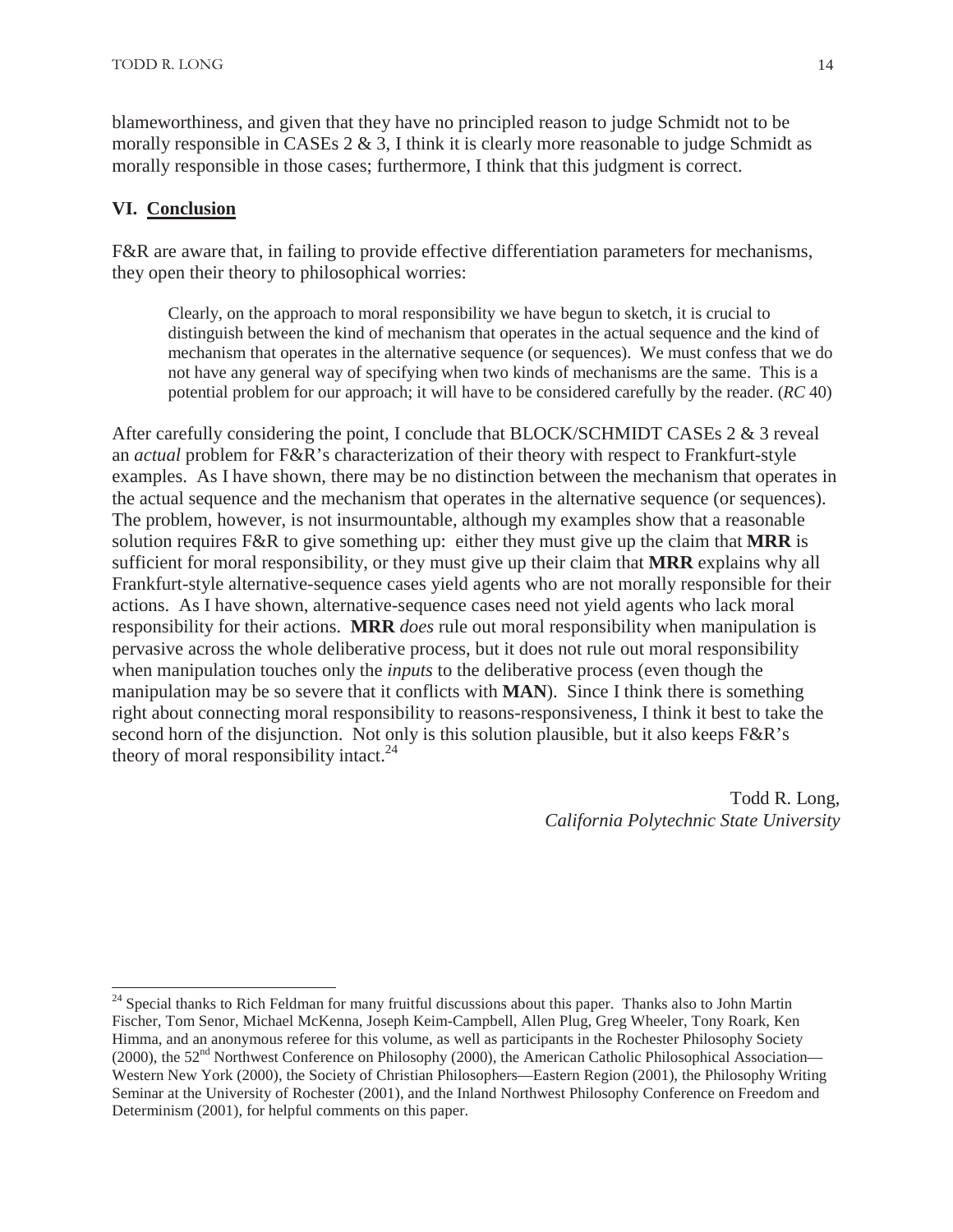blameworthiness, and given that they have no principled reason to judge Schmidt not to be morally responsible in CASEs 2 & 3, I think it is clearly more reasonable to judge Schmidt as morally responsible in those cases; furthermore, I think that this judgment is correct.

## VI. Conclusion

F&R are aware that, in failing to provide effective differentiation parameters for mechanisms, they open their theory to philosophical worries:

> Clearly, on the approach to moral responsibility we have begun to sketch, it is crucial to distinguish between the kind of mechanism that operates in the actual sequence and the kind of mechanism that operates in the alternative sequence (or sequences). We must confess that we do not have any general way of specifying when two kinds of mechanisms are the same. This is a potential problem for our approach; it will have to be considered carefully by the reader. (*RC* 40)

After carefully considering the point, I conclude that BLOCK/SCHMIDT CASEs 2 & 3 reveal an *actual* problem for F&R's characterization of their theory with respect to Frankfurt-style examples. As I have shown, there may be no distinction between the mechanism that operates in the actual sequence and the mechanism that operates in the alternative sequence (or sequences). The problem, however, is not insurmountable, although my examples show that a reasonable solution requires F&R to give something up: either they must give up the claim that **MRR** is sufficient for moral responsibility, or they must give up their claim that **MRR** explains why all Frankfurt-style alternative-sequence cases yield agents who are not morally responsible for their actions. As I have shown, alternative-sequence cases need not yield agents who lack moral responsibility for their actions. **MRR** *does* rule out moral responsibility when manipulation is pervasive across the whole deliberative process, but it does not rule out moral responsibility when manipulation touches only the *inputs* to the deliberative process (even though the manipulation may be so severe that it conflicts with **MAN**). Since I think there is something right about connecting moral responsibility to reasons-responsiveness, I think it best to take the second horn of the disjunction. Not only is this solution plausible, but it also keeps F&R's theory of moral responsibility intact.[24]

Todd R. Long,
*California Polytechnic State University*

---

[24] Special thanks to Rich Feldman for many fruitful discussions about this paper. Thanks also to John Martin Fischer, Tom Senor, Michael McKenna, Joseph Keim-Campbell, Allen Plug, Greg Wheeler, Tony Roark, Ken Himma, and an anonymous referee for this volume, as well as participants in the Rochester Philosophy Society (2000), the 52nd Northwest Conference on Philosophy (2000), the American Catholic Philosophical Association—Western New York (2000), the Society of Christian Philosophers—Eastern Region (2001), the Philosophy Writing Seminar at the University of Rochester (2001), and the Inland Northwest Philosophy Conference on Freedom and Determinism (2001), for helpful comments on this paper.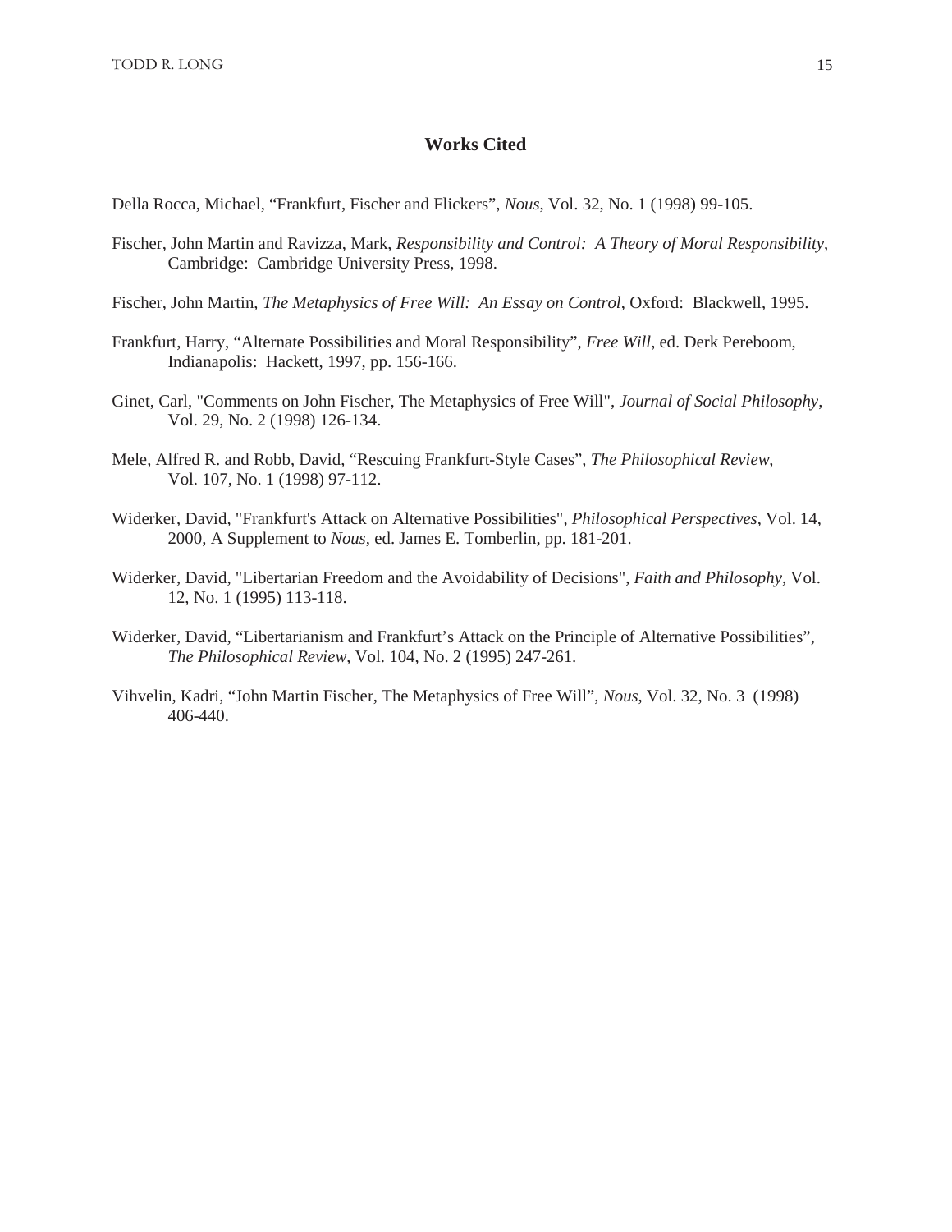## Works Cited

Della Rocca, Michael, "Frankfurt, Fischer and Flickers", *Nous*, Vol. 32, No. 1 (1998) 99-105.

Fischer, John Martin and Ravizza, Mark, *Responsibility and Control: A Theory of Moral Responsibility*, Cambridge: Cambridge University Press, 1998.

Fischer, John Martin, *The Metaphysics of Free Will: An Essay on Control*, Oxford: Blackwell, 1995.

Frankfurt, Harry, "Alternate Possibilities and Moral Responsibility", *Free Will*, ed. Derk Pereboom, Indianapolis: Hackett, 1997, pp. 156-166.

Ginet, Carl, "Comments on John Fischer, The Metaphysics of Free Will", *Journal of Social Philosophy*, Vol. 29, No. 2 (1998) 126-134.

Mele, Alfred R. and Robb, David, "Rescuing Frankfurt-Style Cases", *The Philosophical Review*, Vol. 107, No. 1 (1998) 97-112.

Widerker, David, "Frankfurt's Attack on Alternative Possibilities", *Philosophical Perspectives*, Vol. 14, 2000, A Supplement to *Nous*, ed. James E. Tomberlin, pp. 181-201.

Widerker, David, "Libertarian Freedom and the Avoidability of Decisions", *Faith and Philosophy*, Vol. 12, No. 1 (1995) 113-118.

Widerker, David, "Libertarianism and Frankfurt's Attack on the Principle of Alternative Possibilities", *The Philosophical Review*, Vol. 104, No. 2 (1995) 247-261.

Vihvelin, Kadri, "John Martin Fischer, The Metaphysics of Free Will", *Nous*, Vol. 32, No. 3 (1998) 406-440.